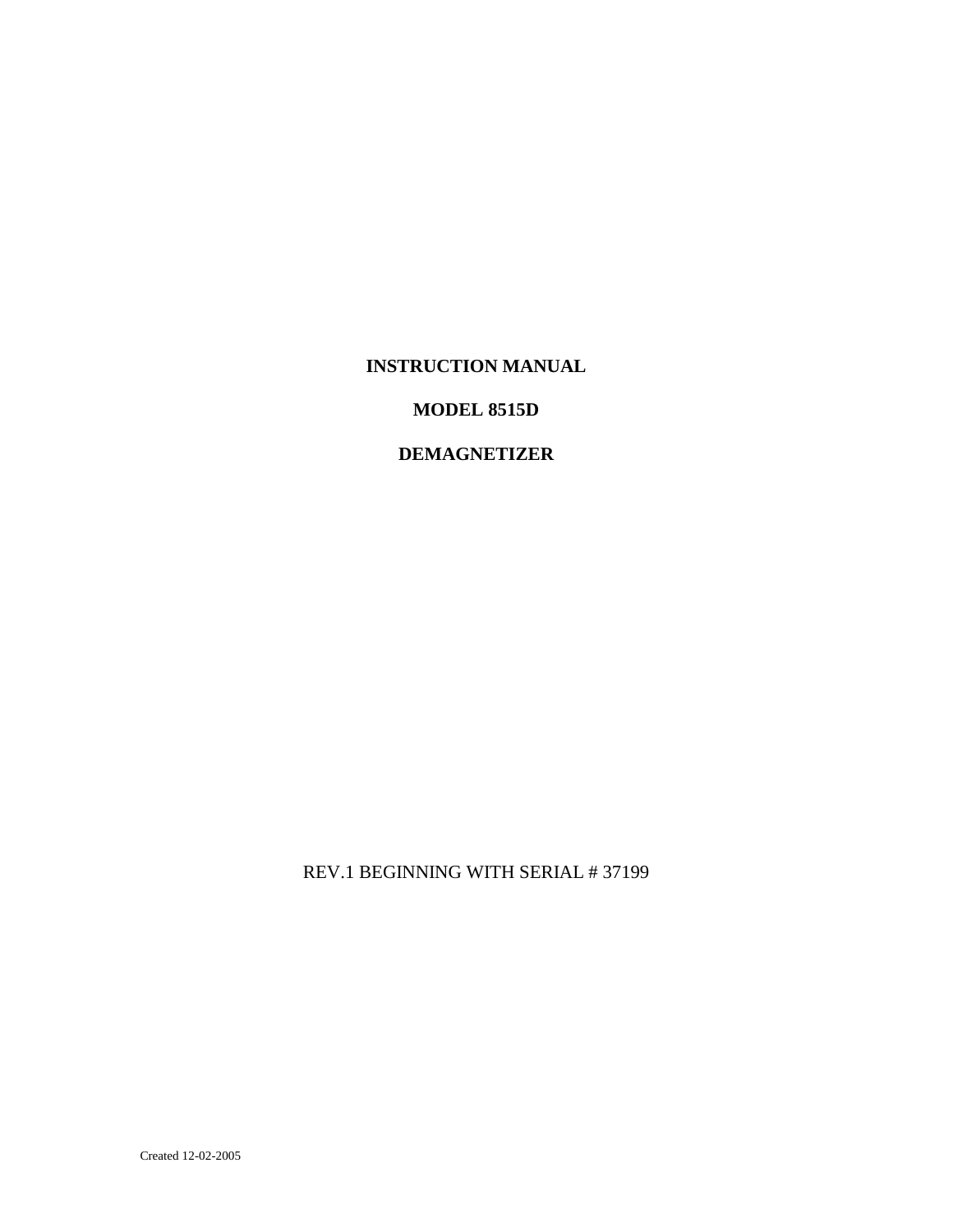# INSTRUCTION MANUAL

# MODEL 8515D

# DEMAGNETIZER

REV.1 BEGINNING WITH SERIAL # 37199

Created 12-02-2005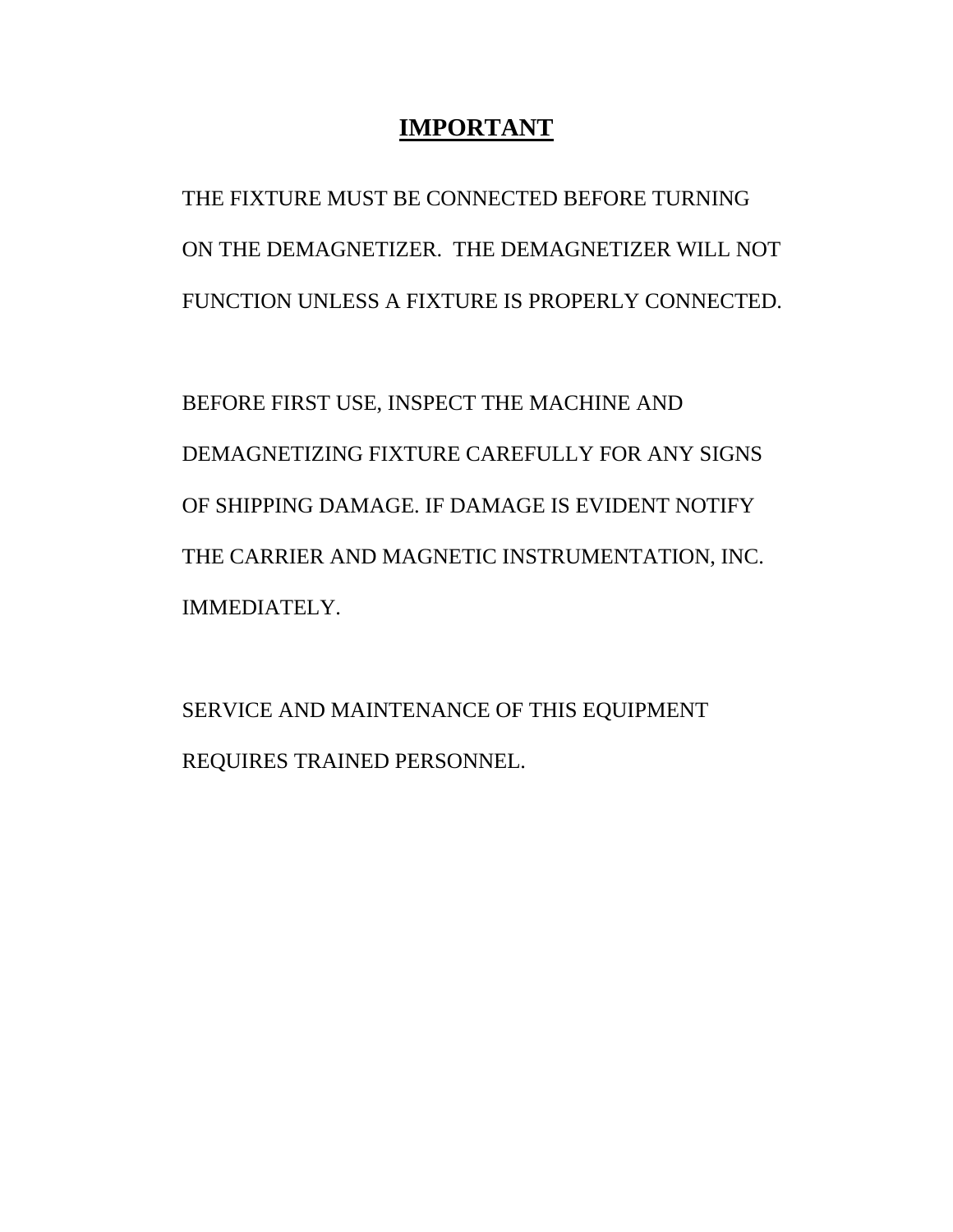# **IMPORTANT**

THE FIXTURE MUST BE CONNECTED BEFORE TURNING ON THE DEMAGNETIZER. THE DEMAGNETIZER WILL NOT FUNCTION UNLESS A FIXTURE IS PROPERLY CONNECTED.

BEFORE FIRST USE, INSPECT THE MACHINE AND DEMAGNETIZING FIXTURE CAREFULLY FOR ANY SIGNS OF SHIPPING DAMAGE. IF DAMAGE IS EVIDENT NOTIFY THE CARRIER AND MAGNETIC INSTRUMENTATION, INC. IMMEDIATELY.

SERVICE AND MAINTENANCE OF THIS EQUIPMENT REQUIRES TRAINED PERSONNEL.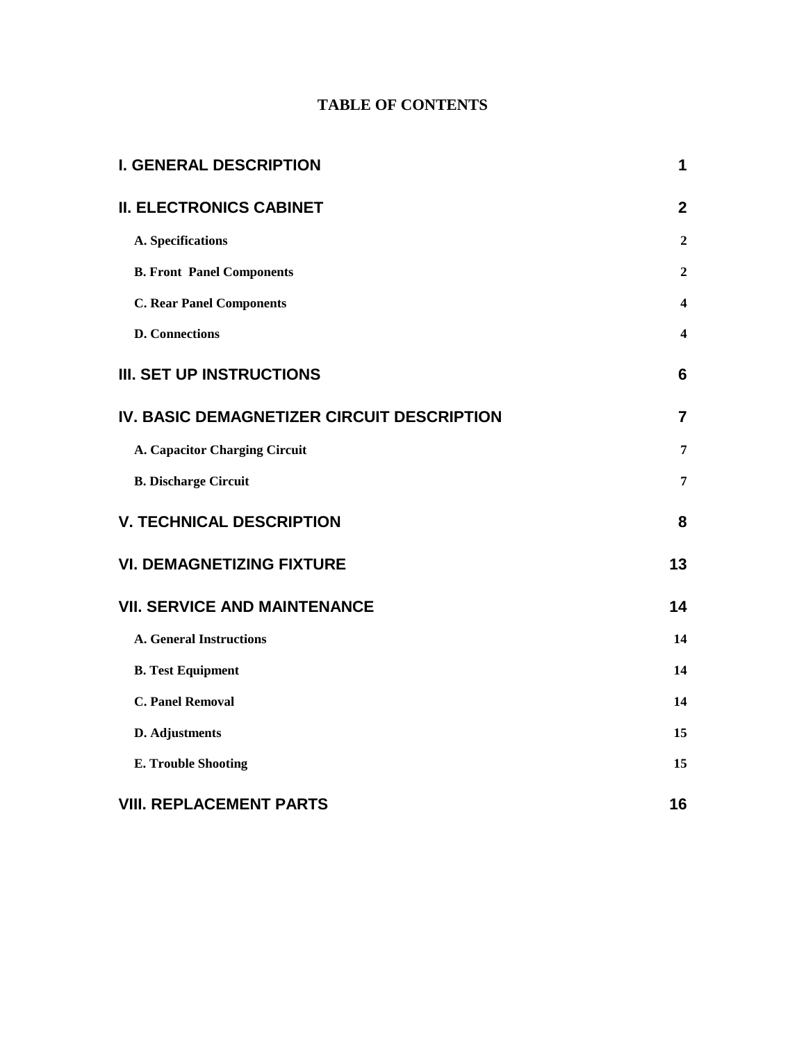# TABLE OF CONTENTS

| | |
|---|---|
| **I. GENERAL DESCRIPTION** | **1** |
| **II. ELECTRONICS CABINET** | **2** |
| **A. Specifications** | **2** |
| **B. Front Panel Components** | **2** |
| **C. Rear Panel Components** | **4** |
| **D. Connections** | **4** |
| **III. SET UP INSTRUCTIONS** | **6** |
| **IV. BASIC DEMAGNETIZER CIRCUIT DESCRIPTION** | **7** |
| **A. Capacitor Charging Circuit** | **7** |
| **B. Discharge Circuit** | **7** |
| **V. TECHNICAL DESCRIPTION** | **8** |
| **VI. DEMAGNETIZING FIXTURE** | **13** |
| **VII. SERVICE AND MAINTENANCE** | **14** |
| **A. General Instructions** | **14** |
| **B. Test Equipment** | **14** |
| **C. Panel Removal** | **14** |
| **D. Adjustments** | **15** |
| **E. Trouble Shooting** | **15** |
| **VIII. REPLACEMENT PARTS** | **16** |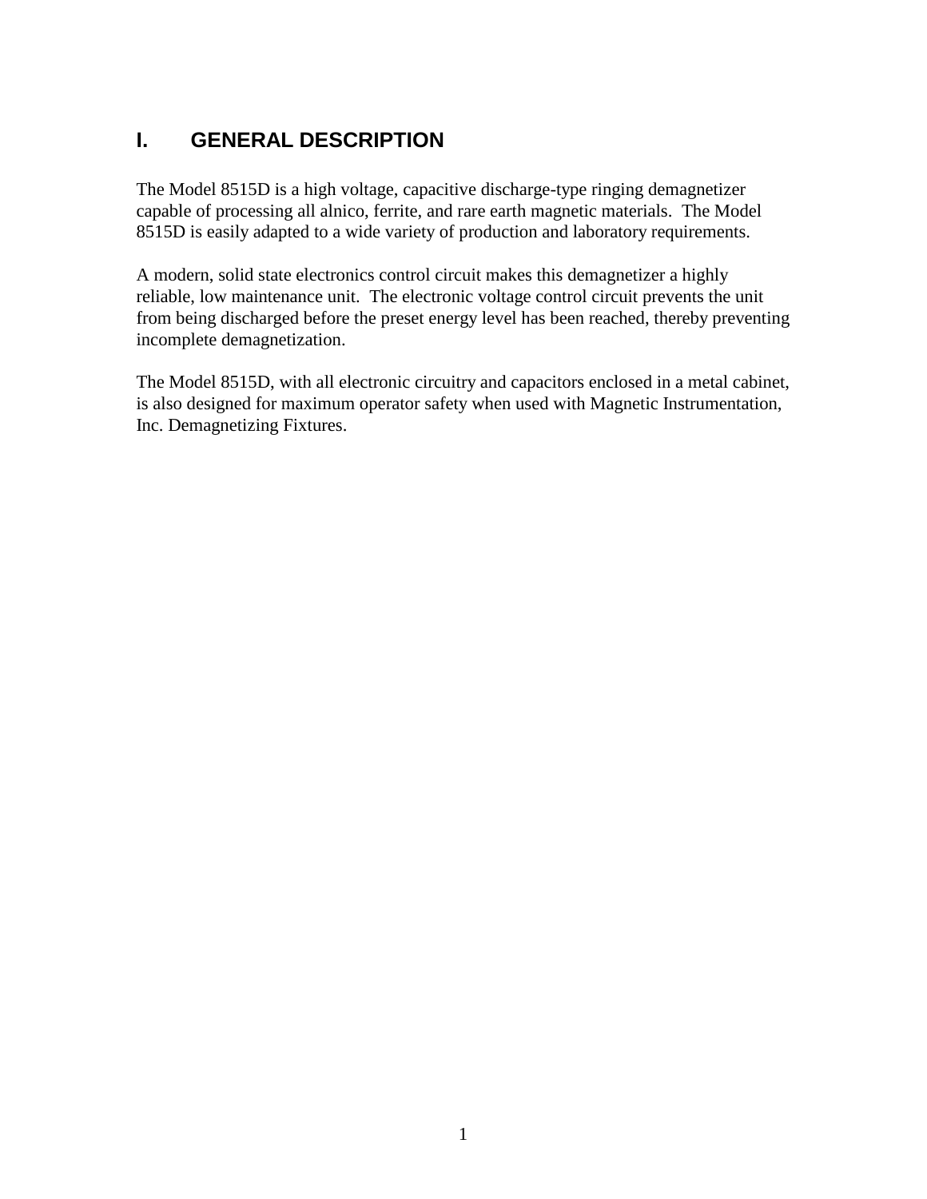# I. GENERAL DESCRIPTION

The Model 8515D is a high voltage, capacitive discharge-type ringing demagnetizer capable of processing all alnico, ferrite, and rare earth magnetic materials. The Model 8515D is easily adapted to a wide variety of production and laboratory requirements.

A modern, solid state electronics control circuit makes this demagnetizer a highly reliable, low maintenance unit. The electronic voltage control circuit prevents the unit from being discharged before the preset energy level has been reached, thereby preventing incomplete demagnetization.

The Model 8515D, with all electronic circuitry and capacitors enclosed in a metal cabinet, is also designed for maximum operator safety when used with Magnetic Instrumentation, Inc. Demagnetizing Fixtures.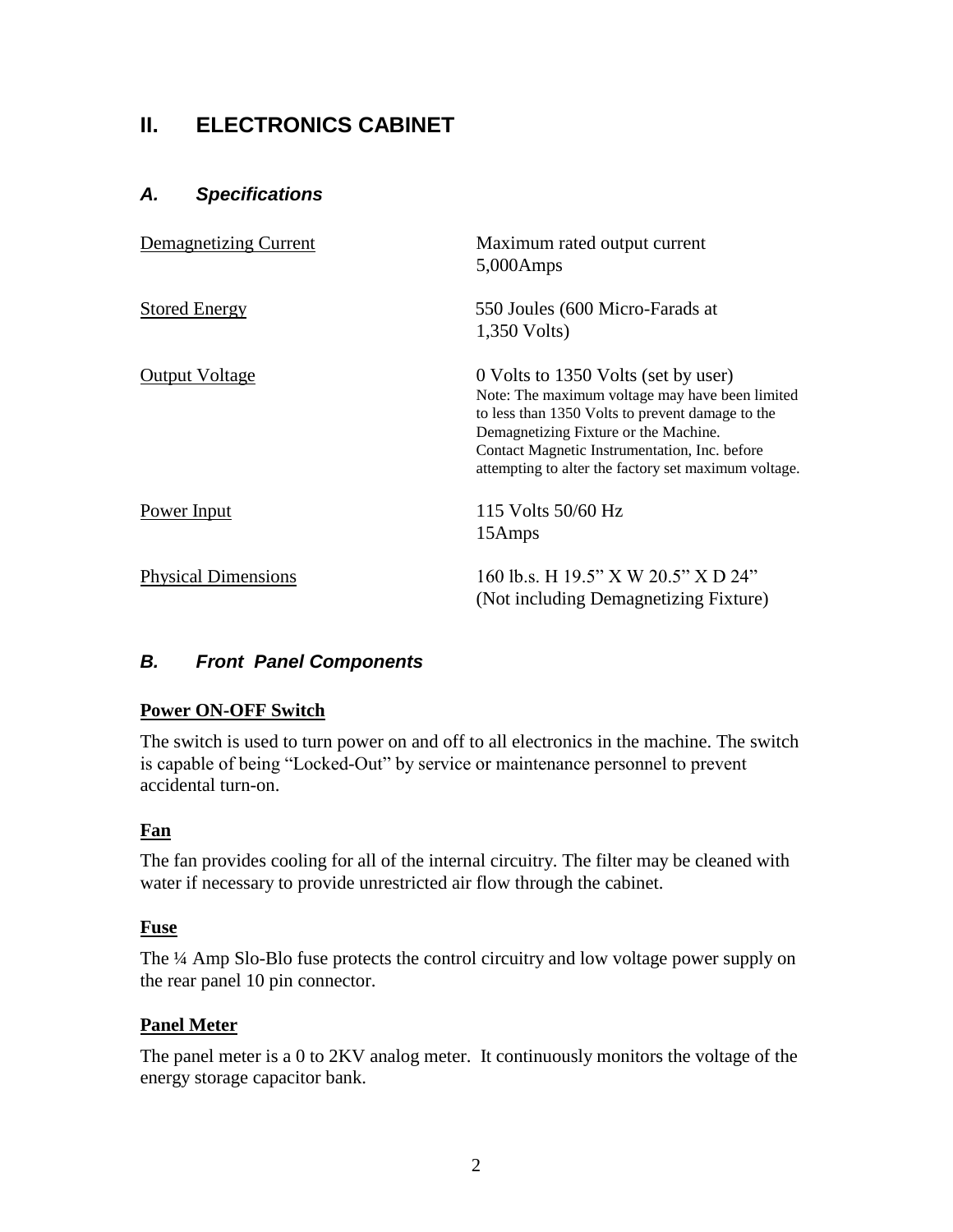## II. ELECTRONICS CABINET

### *A. Specifications*

| | |
|---|---|
| Demagnetizing Current | Maximum rated output current 5,000Amps |
| Stored Energy | 550 Joules (600 Micro-Farads at 1,350 Volts) |
| Output Voltage | 0 Volts to 1350 Volts (set by user) Note: The maximum voltage may have been limited to less than 1350 Volts to prevent damage to the Demagnetizing Fixture or the Machine. Contact Magnetic Instrumentation, Inc. before attempting to alter the factory set maximum voltage. |
| Power Input | 115 Volts 50/60 Hz 15Amps |
| Physical Dimensions | 160 lb.s. H 19.5" X W 20.5" X D 24" (Not including Demagnetizing Fixture) |

### *B. Front Panel Components*

**Power ON-OFF Switch**

The switch is used to turn power on and off to all electronics in the machine. The switch is capable of being "Locked-Out" by service or maintenance personnel to prevent accidental turn-on.

**Fan**

The fan provides cooling for all of the internal circuitry. The filter may be cleaned with water if necessary to provide unrestricted air flow through the cabinet.

**Fuse**

The ¼ Amp Slo-Blo fuse protects the control circuitry and low voltage power supply on the rear panel 10 pin connector.

**Panel Meter**

The panel meter is a 0 to 2KV analog meter. It continuously monitors the voltage of the energy storage capacitor bank.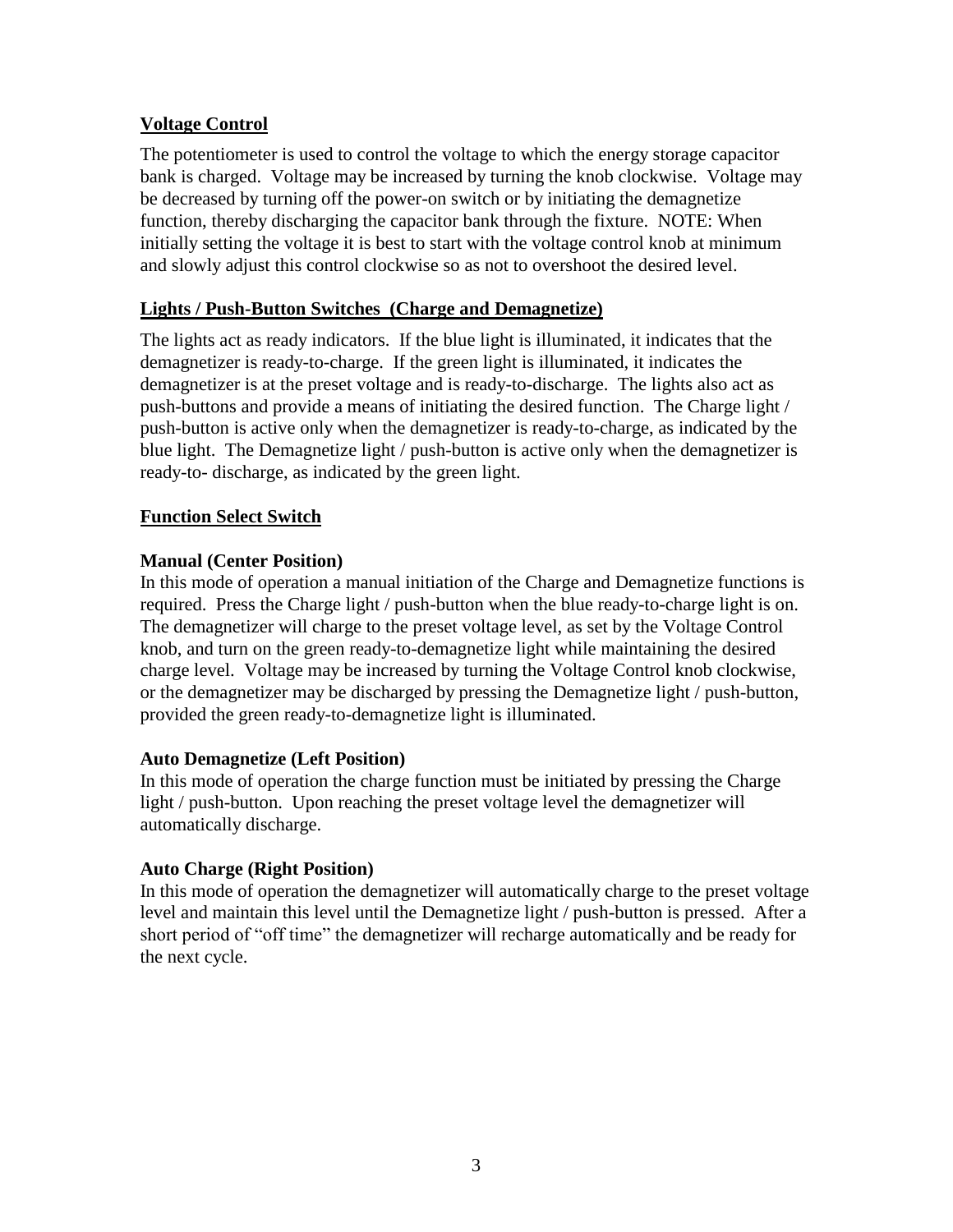## Voltage Control

The potentiometer is used to control the voltage to which the energy storage capacitor bank is charged. Voltage may be increased by turning the knob clockwise. Voltage may be decreased by turning off the power-on switch or by initiating the demagnetize function, thereby discharging the capacitor bank through the fixture. NOTE: When initially setting the voltage it is best to start with the voltage control knob at minimum and slowly adjust this control clockwise so as not to overshoot the desired level.

## Lights / Push-Button Switches (Charge and Demagnetize)

The lights act as ready indicators. If the blue light is illuminated, it indicates that the demagnetizer is ready-to-charge. If the green light is illuminated, it indicates the demagnetizer is at the preset voltage and is ready-to-discharge. The lights also act as push-buttons and provide a means of initiating the desired function. The Charge light / push-button is active only when the demagnetizer is ready-to-charge, as indicated by the blue light. The Demagnetize light / push-button is active only when the demagnetizer is ready-to- discharge, as indicated by the green light.

## Function Select Switch

### Manual (Center Position)

In this mode of operation a manual initiation of the Charge and Demagnetize functions is required. Press the Charge light / push-button when the blue ready-to-charge light is on. The demagnetizer will charge to the preset voltage level, as set by the Voltage Control knob, and turn on the green ready-to-demagnetize light while maintaining the desired charge level. Voltage may be increased by turning the Voltage Control knob clockwise, or the demagnetizer may be discharged by pressing the Demagnetize light / push-button, provided the green ready-to-demagnetize light is illuminated.

### Auto Demagnetize (Left Position)

In this mode of operation the charge function must be initiated by pressing the Charge light / push-button. Upon reaching the preset voltage level the demagnetizer will automatically discharge.

### Auto Charge (Right Position)

In this mode of operation the demagnetizer will automatically charge to the preset voltage level and maintain this level until the Demagnetize light / push-button is pressed. After a short period of “off time” the demagnetizer will recharge automatically and be ready for the next cycle.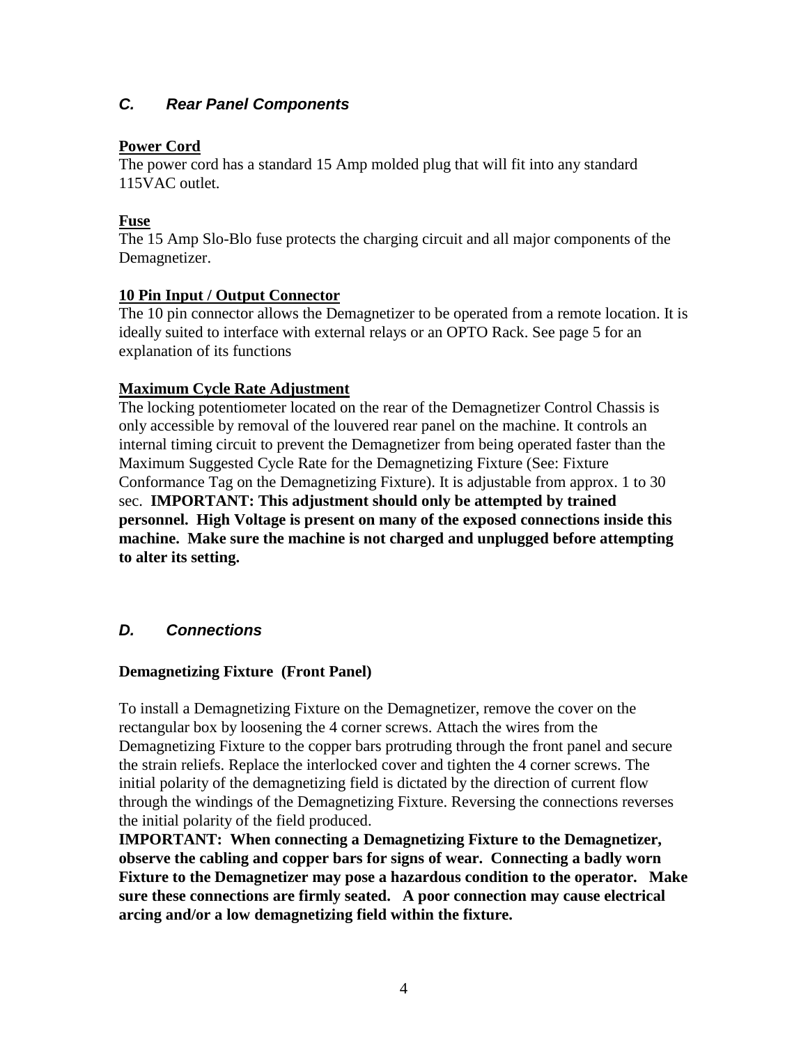## *C. Rear Panel Components*

**Power Cord**

The power cord has a standard 15 Amp molded plug that will fit into any standard 115VAC outlet.

**Fuse**

The 15 Amp Slo-Blo fuse protects the charging circuit and all major components of the Demagnetizer.

**10 Pin Input / Output Connector**

The 10 pin connector allows the Demagnetizer to be operated from a remote location. It is ideally suited to interface with external relays or an OPTO Rack. See page 5 for an explanation of its functions

**Maximum Cycle Rate Adjustment**

The locking potentiometer located on the rear of the Demagnetizer Control Chassis is only accessible by removal of the louvered rear panel on the machine. It controls an internal timing circuit to prevent the Demagnetizer from being operated faster than the Maximum Suggested Cycle Rate for the Demagnetizing Fixture (See: Fixture Conformance Tag on the Demagnetizing Fixture). It is adjustable from approx. 1 to 30 sec. **IMPORTANT: This adjustment should only be attempted by trained personnel. High Voltage is present on many of the exposed connections inside this machine. Make sure the machine is not charged and unplugged before attempting to alter its setting.**

## *D. Connections*

**Demagnetizing Fixture (Front Panel)**

To install a Demagnetizing Fixture on the Demagnetizer, remove the cover on the rectangular box by loosening the 4 corner screws. Attach the wires from the Demagnetizing Fixture to the copper bars protruding through the front panel and secure the strain reliefs. Replace the interlocked cover and tighten the 4 corner screws. The initial polarity of the demagnetizing field is dictated by the direction of current flow through the windings of the Demagnetizing Fixture. Reversing the connections reverses the initial polarity of the field produced.

**IMPORTANT: When connecting a Demagnetizing Fixture to the Demagnetizer, observe the cabling and copper bars for signs of wear. Connecting a badly worn Fixture to the Demagnetizer may pose a hazardous condition to the operator. Make sure these connections are firmly seated. A poor connection may cause electrical arcing and/or a low demagnetizing field within the fixture.**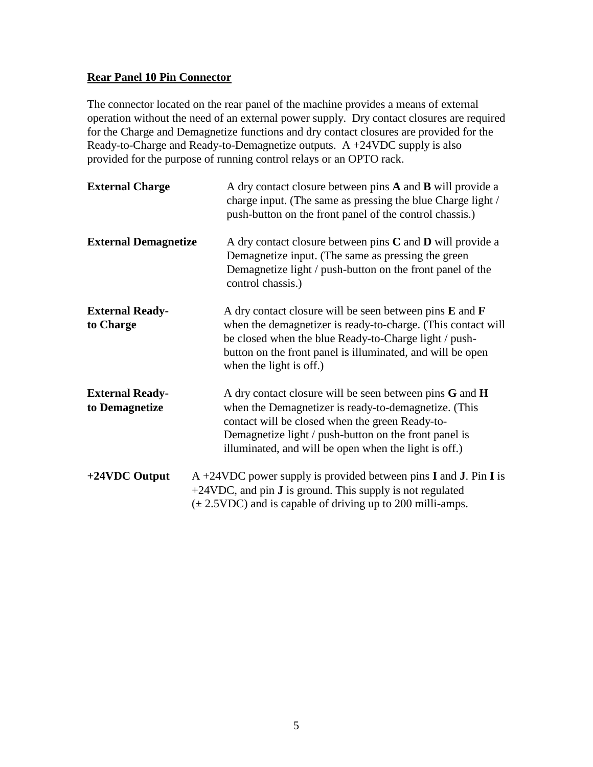## Rear Panel 10 Pin Connector

The connector located on the rear panel of the machine provides a means of external operation without the need of an external power supply. Dry contact closures are required for the Charge and Demagnetize functions and dry contact closures are provided for the Ready-to-Charge and Ready-to-Demagnetize outputs. A +24VDC supply is also provided for the purpose of running control relays or an OPTO rack.

**External Charge** — A dry contact closure between pins **A** and **B** will provide a charge input. (The same as pressing the blue Charge light / push-button on the front panel of the control chassis.)

**External Demagnetize** — A dry contact closure between pins **C** and **D** will provide a Demagnetize input. (The same as pressing the green Demagnetize light / push-button on the front panel of the control chassis.)

**External Ready-to Charge** — A dry contact closure will be seen between pins **E** and **F** when the demagnetizer is ready-to-charge. (This contact will be closed when the blue Ready-to-Charge light / push-button on the front panel is illuminated, and will be open when the light is off.)

**External Ready-to Demagnetize** — A dry contact closure will be seen between pins **G** and **H** when the Demagnetizer is ready-to-demagnetize. (This contact will be closed when the green Ready-to-Demagnetize light / push-button on the front panel is illuminated, and will be open when the light is off.)

**+24VDC Output** — A +24VDC power supply is provided between pins **I** and **J**. Pin **I** is +24VDC, and pin **J** is ground. This supply is not regulated (± 2.5VDC) and is capable of driving up to 200 milli-amps.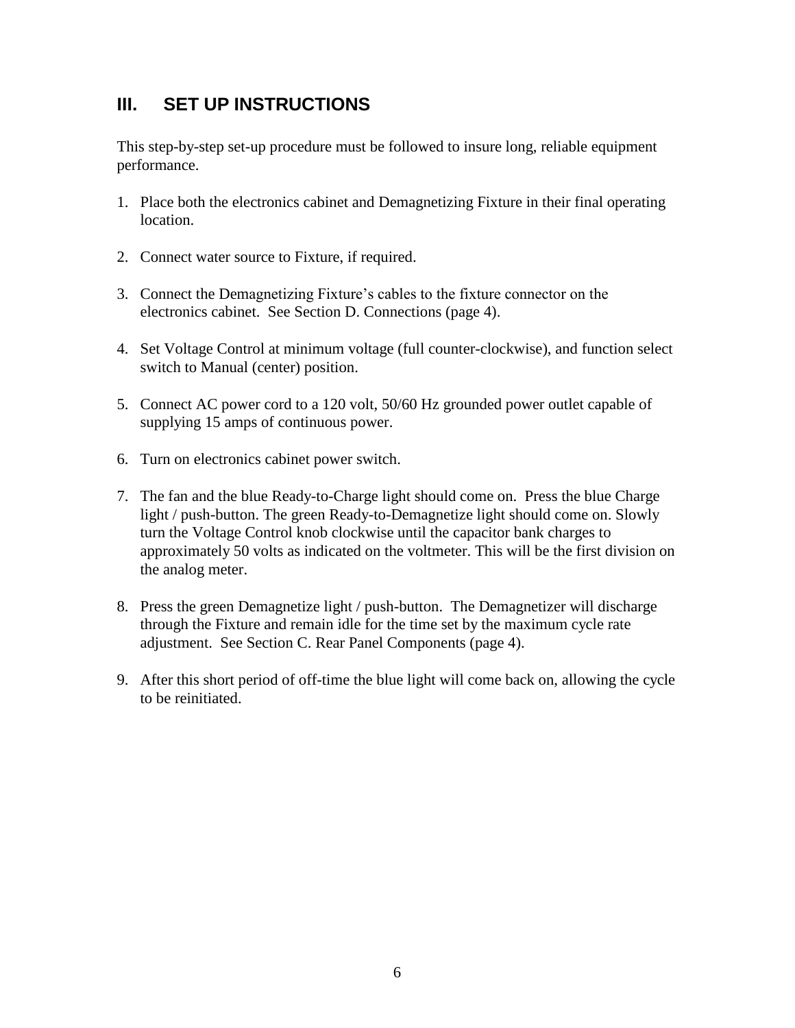## III. SET UP INSTRUCTIONS

This step-by-step set-up procedure must be followed to insure long, reliable equipment performance.

1. Place both the electronics cabinet and Demagnetizing Fixture in their final operating location.

2. Connect water source to Fixture, if required.

3. Connect the Demagnetizing Fixture's cables to the fixture connector on the electronics cabinet. See Section D. Connections (page 4).

4. Set Voltage Control at minimum voltage (full counter-clockwise), and function select switch to Manual (center) position.

5. Connect AC power cord to a 120 volt, 50/60 Hz grounded power outlet capable of supplying 15 amps of continuous power.

6. Turn on electronics cabinet power switch.

7. The fan and the blue Ready-to-Charge light should come on. Press the blue Charge light / push-button. The green Ready-to-Demagnetize light should come on. Slowly turn the Voltage Control knob clockwise until the capacitor bank charges to approximately 50 volts as indicated on the voltmeter. This will be the first division on the analog meter.

8. Press the green Demagnetize light / push-button. The Demagnetizer will discharge through the Fixture and remain idle for the time set by the maximum cycle rate adjustment. See Section C. Rear Panel Components (page 4).

9. After this short period of off-time the blue light will come back on, allowing the cycle to be reinitiated.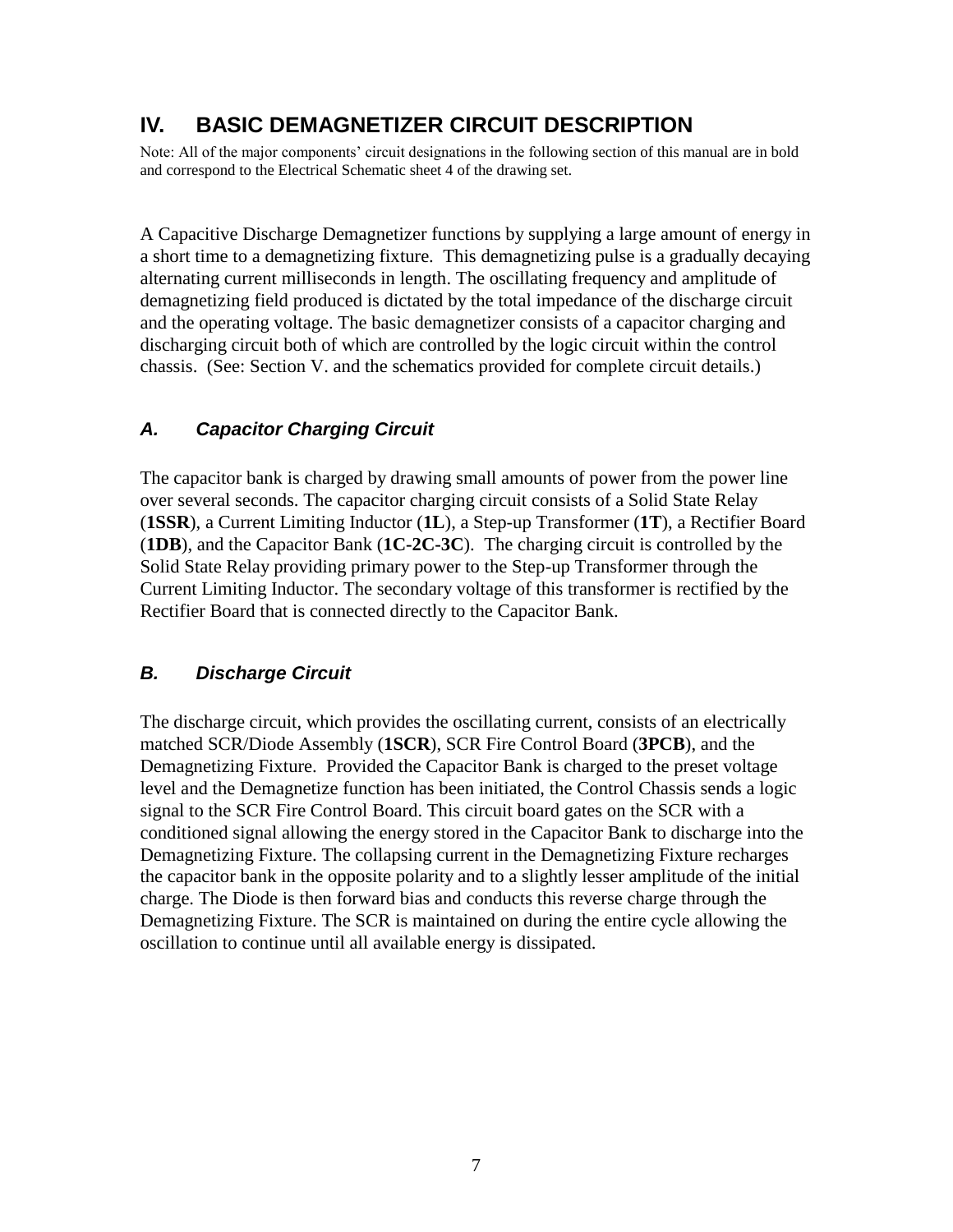# IV. BASIC DEMAGNETIZER CIRCUIT DESCRIPTION

Note: All of the major components' circuit designations in the following section of this manual are in bold and correspond to the Electrical Schematic sheet 4 of the drawing set.

A Capacitive Discharge Demagnetizer functions by supplying a large amount of energy in a short time to a demagnetizing fixture. This demagnetizing pulse is a gradually decaying alternating current milliseconds in length. The oscillating frequency and amplitude of demagnetizing field produced is dictated by the total impedance of the discharge circuit and the operating voltage. The basic demagnetizer consists of a capacitor charging and discharging circuit both of which are controlled by the logic circuit within the control chassis. (See: Section V. and the schematics provided for complete circuit details.)

## *A. Capacitor Charging Circuit*

The capacitor bank is charged by drawing small amounts of power from the power line over several seconds. The capacitor charging circuit consists of a Solid State Relay (**1SSR**), a Current Limiting Inductor (**1L**), a Step-up Transformer (**1T**), a Rectifier Board (**1DB**), and the Capacitor Bank (**1C-2C-3C**). The charging circuit is controlled by the Solid State Relay providing primary power to the Step-up Transformer through the Current Limiting Inductor. The secondary voltage of this transformer is rectified by the Rectifier Board that is connected directly to the Capacitor Bank.

## *B. Discharge Circuit*

The discharge circuit, which provides the oscillating current, consists of an electrically matched SCR/Diode Assembly (**1SCR**), SCR Fire Control Board (**3PCB**), and the Demagnetizing Fixture. Provided the Capacitor Bank is charged to the preset voltage level and the Demagnetize function has been initiated, the Control Chassis sends a logic signal to the SCR Fire Control Board. This circuit board gates on the SCR with a conditioned signal allowing the energy stored in the Capacitor Bank to discharge into the Demagnetizing Fixture. The collapsing current in the Demagnetizing Fixture recharges the capacitor bank in the opposite polarity and to a slightly lesser amplitude of the initial charge. The Diode is then forward bias and conducts this reverse charge through the Demagnetizing Fixture. The SCR is maintained on during the entire cycle allowing the oscillation to continue until all available energy is dissipated.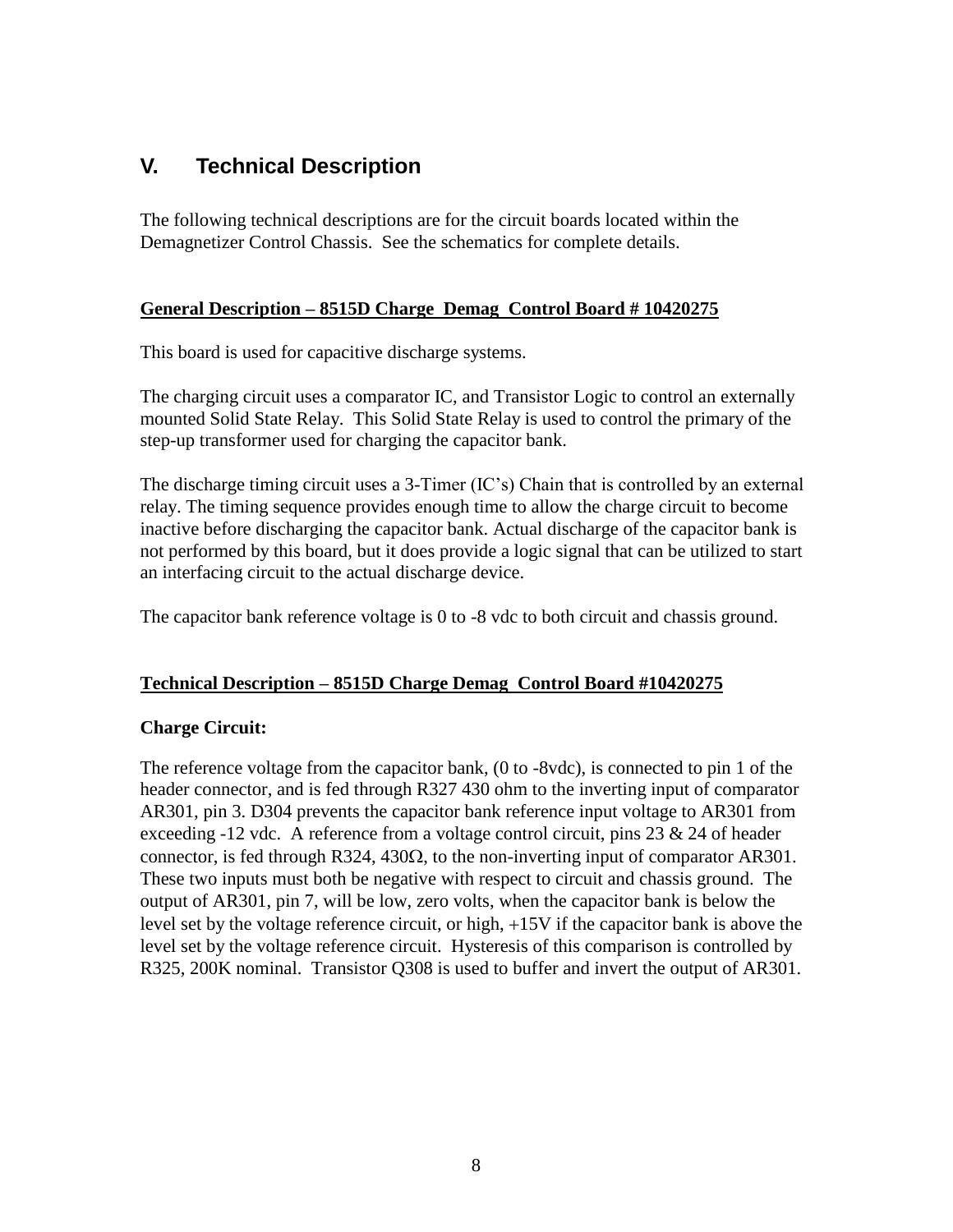## V. Technical Description

The following technical descriptions are for the circuit boards located within the Demagnetizer Control Chassis. See the schematics for complete details.

### General Description – 8515D Charge Demag Control Board # 10420275

This board is used for capacitive discharge systems.

The charging circuit uses a comparator IC, and Transistor Logic to control an externally mounted Solid State Relay. This Solid State Relay is used to control the primary of the step-up transformer used for charging the capacitor bank.

The discharge timing circuit uses a 3-Timer (IC's) Chain that is controlled by an external relay. The timing sequence provides enough time to allow the charge circuit to become inactive before discharging the capacitor bank. Actual discharge of the capacitor bank is not performed by this board, but it does provide a logic signal that can be utilized to start an interfacing circuit to the actual discharge device.

The capacitor bank reference voltage is 0 to -8 vdc to both circuit and chassis ground.

### Technical Description – 8515D Charge Demag Control Board #10420275

**Charge Circuit:**

The reference voltage from the capacitor bank, (0 to -8vdc), is connected to pin 1 of the header connector, and is fed through R327 430 ohm to the inverting input of comparator AR301, pin 3. D304 prevents the capacitor bank reference input voltage to AR301 from exceeding -12 vdc. A reference from a voltage control circuit, pins 23 & 24 of header connector, is fed through R324, 430Ω, to the non-inverting input of comparator AR301. These two inputs must both be negative with respect to circuit and chassis ground. The output of AR301, pin 7, will be low, zero volts, when the capacitor bank is below the level set by the voltage reference circuit, or high, +15V if the capacitor bank is above the level set by the voltage reference circuit. Hysteresis of this comparison is controlled by R325, 200K nominal. Transistor Q308 is used to buffer and invert the output of AR301.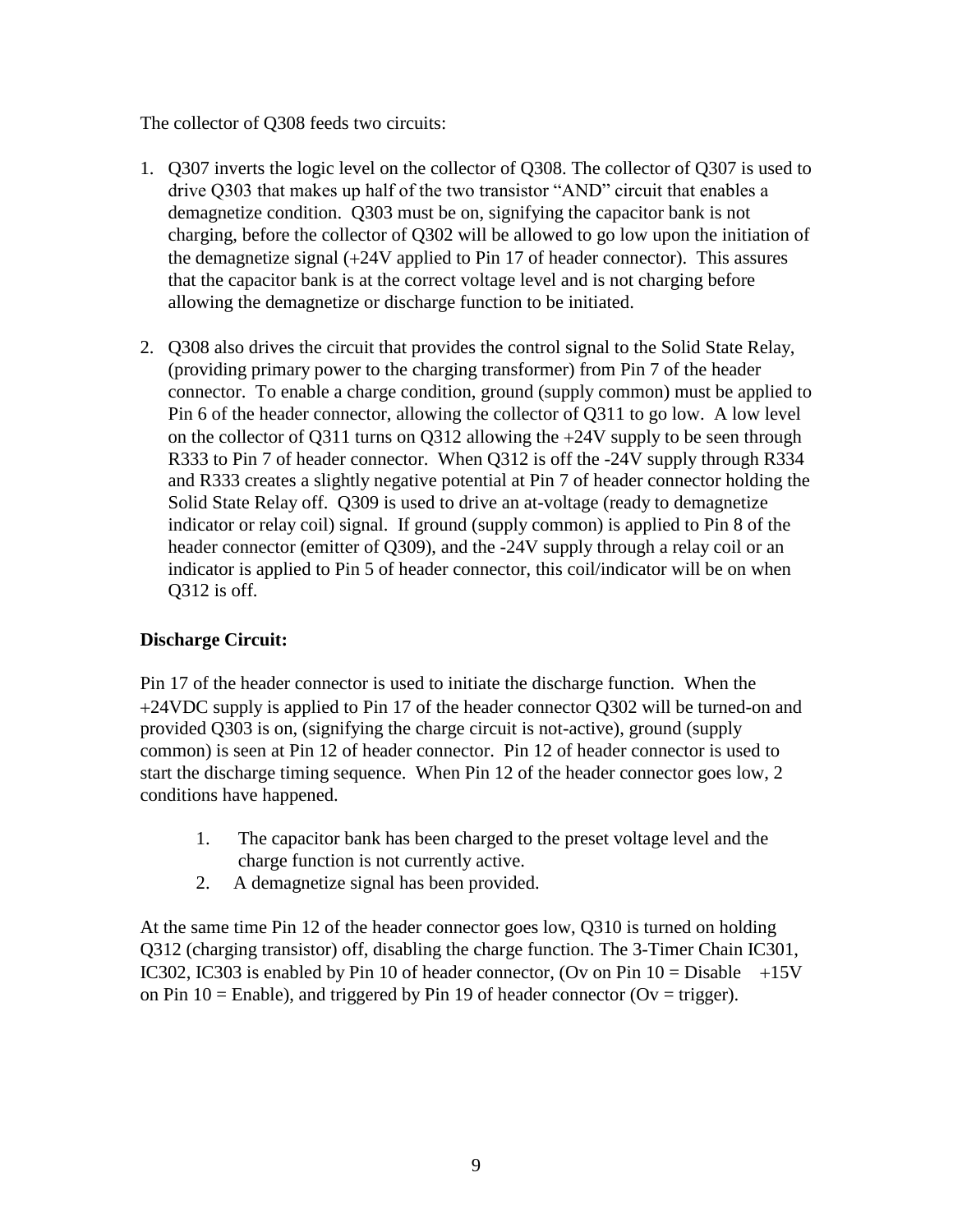The collector of Q308 feeds two circuits:

1. Q307 inverts the logic level on the collector of Q308. The collector of Q307 is used to drive Q303 that makes up half of the two transistor "AND" circuit that enables a demagnetize condition. Q303 must be on, signifying the capacitor bank is not charging, before the collector of Q302 will be allowed to go low upon the initiation of the demagnetize signal (+24V applied to Pin 17 of header connector). This assures that the capacitor bank is at the correct voltage level and is not charging before allowing the demagnetize or discharge function to be initiated.

2. Q308 also drives the circuit that provides the control signal to the Solid State Relay, (providing primary power to the charging transformer) from Pin 7 of the header connector. To enable a charge condition, ground (supply common) must be applied to Pin 6 of the header connector, allowing the collector of Q311 to go low. A low level on the collector of Q311 turns on Q312 allowing the +24V supply to be seen through R333 to Pin 7 of header connector. When Q312 is off the -24V supply through R334 and R333 creates a slightly negative potential at Pin 7 of header connector holding the Solid State Relay off. Q309 is used to drive an at-voltage (ready to demagnetize indicator or relay coil) signal. If ground (supply common) is applied to Pin 8 of the header connector (emitter of Q309), and the -24V supply through a relay coil or an indicator is applied to Pin 5 of header connector, this coil/indicator will be on when Q312 is off.

**Discharge Circuit:**

Pin 17 of the header connector is used to initiate the discharge function. When the +24VDC supply is applied to Pin 17 of the header connector Q302 will be turned-on and provided Q303 is on, (signifying the charge circuit is not-active), ground (supply common) is seen at Pin 12 of header connector. Pin 12 of header connector is used to start the discharge timing sequence. When Pin 12 of the header connector goes low, 2 conditions have happened.

1. The capacitor bank has been charged to the preset voltage level and the charge function is not currently active.
2. A demagnetize signal has been provided.

At the same time Pin 12 of the header connector goes low, Q310 is turned on holding Q312 (charging transistor) off, disabling the charge function. The 3-Timer Chain IC301, IC302, IC303 is enabled by Pin 10 of header connector, (Ov on Pin 10 = Disable +15V on Pin 10 = Enable), and triggered by Pin 19 of header connector (Ov = trigger).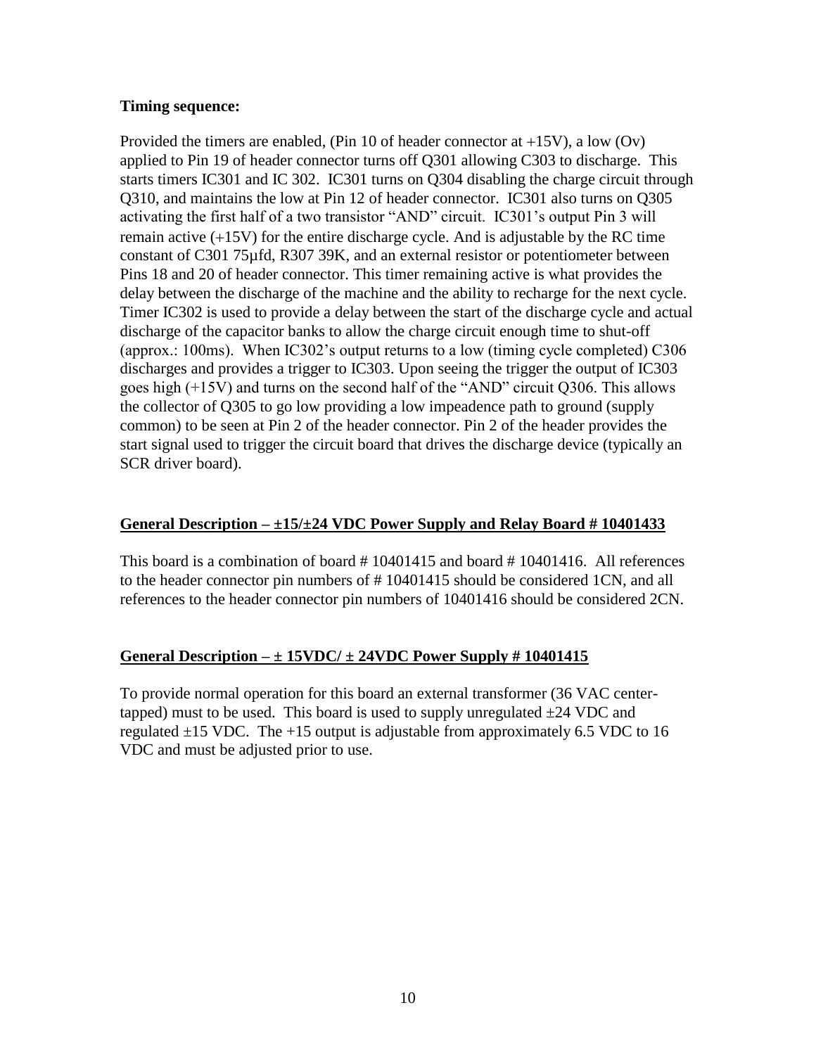**Timing sequence:**

Provided the timers are enabled, (Pin 10 of header connector at +15V), a low (Ov) applied to Pin 19 of header connector turns off Q301 allowing C303 to discharge. This starts timers IC301 and IC 302. IC301 turns on Q304 disabling the charge circuit through Q310, and maintains the low at Pin 12 of header connector. IC301 also turns on Q305 activating the first half of a two transistor "AND" circuit. IC301's output Pin 3 will remain active (+15V) for the entire discharge cycle. And is adjustable by the RC time constant of C301 75µfd, R307 39K, and an external resistor or potentiometer between Pins 18 and 20 of header connector. This timer remaining active is what provides the delay between the discharge of the machine and the ability to recharge for the next cycle. Timer IC302 is used to provide a delay between the start of the discharge cycle and actual discharge of the capacitor banks to allow the charge circuit enough time to shut-off (approx.: 100ms). When IC302's output returns to a low (timing cycle completed) C306 discharges and provides a trigger to IC303. Upon seeing the trigger the output of IC303 goes high (+15V) and turns on the second half of the "AND" circuit Q306. This allows the collector of Q305 to go low providing a low impeadence path to ground (supply common) to be seen at Pin 2 of the header connector. Pin 2 of the header provides the start signal used to trigger the circuit board that drives the discharge device (typically an SCR driver board).

## General Description – ±15/±24 VDC Power Supply and Relay Board # 10401433

This board is a combination of board # 10401415 and board # 10401416. All references to the header connector pin numbers of # 10401415 should be considered 1CN, and all references to the header connector pin numbers of 10401416 should be considered 2CN.

## General Description – ± 15VDC/ ± 24VDC Power Supply # 10401415

To provide normal operation for this board an external transformer (36 VAC center-tapped) must to be used. This board is used to supply unregulated ±24 VDC and regulated ±15 VDC. The +15 output is adjustable from approximately 6.5 VDC to 16 VDC and must be adjusted prior to use.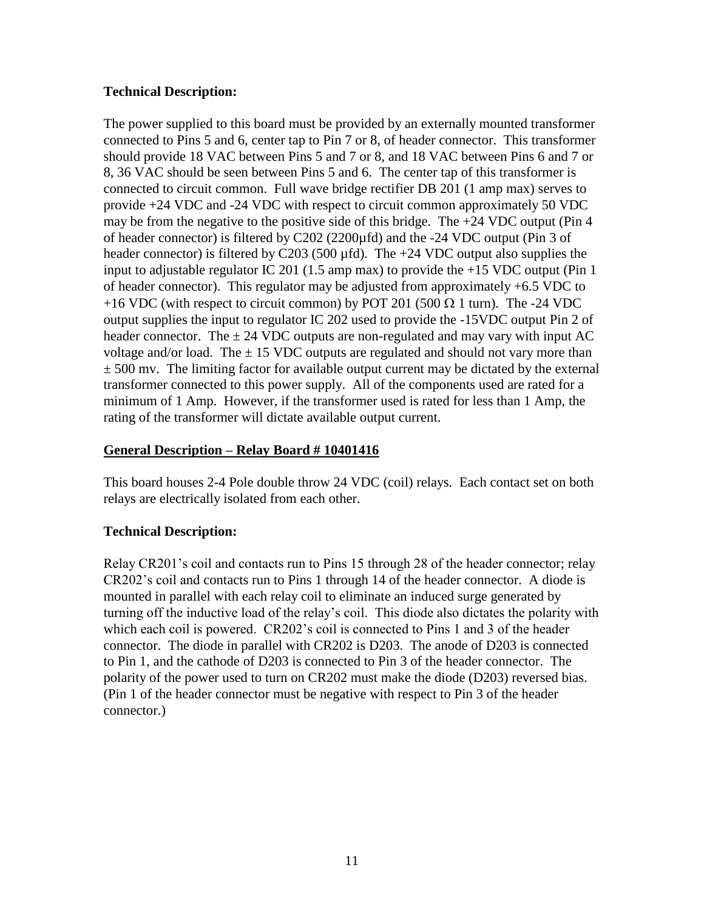**Technical Description:**

The power supplied to this board must be provided by an externally mounted transformer connected to Pins 5 and 6, center tap to Pin 7 or 8, of header connector. This transformer should provide 18 VAC between Pins 5 and 7 or 8, and 18 VAC between Pins 6 and 7 or 8, 36 VAC should be seen between Pins 5 and 6. The center tap of this transformer is connected to circuit common. Full wave bridge rectifier DB 201 (1 amp max) serves to provide +24 VDC and -24 VDC with respect to circuit common approximately 50 VDC may be from the negative to the positive side of this bridge. The +24 VDC output (Pin 4 of header connector) is filtered by C202 (2200µfd) and the -24 VDC output (Pin 3 of header connector) is filtered by C203 (500 µfd). The +24 VDC output also supplies the input to adjustable regulator IC 201 (1.5 amp max) to provide the +15 VDC output (Pin 1 of header connector). This regulator may be adjusted from approximately +6.5 VDC to +16 VDC (with respect to circuit common) by POT 201 (500 Ω 1 turn). The -24 VDC output supplies the input to regulator IC 202 used to provide the -15VDC output Pin 2 of header connector. The ± 24 VDC outputs are non-regulated and may vary with input AC voltage and/or load. The ± 15 VDC outputs are regulated and should not vary more than ± 500 mv. The limiting factor for available output current may be dictated by the external transformer connected to this power supply. All of the components used are rated for a minimum of 1 Amp. However, if the transformer used is rated for less than 1 Amp, the rating of the transformer will dictate available output current.

**<u>General Description – Relay Board # 10401416</u>**

This board houses 2-4 Pole double throw 24 VDC (coil) relays. Each contact set on both relays are electrically isolated from each other.

**Technical Description:**

Relay CR201's coil and contacts run to Pins 15 through 28 of the header connector; relay CR202's coil and contacts run to Pins 1 through 14 of the header connector. A diode is mounted in parallel with each relay coil to eliminate an induced surge generated by turning off the inductive load of the relay's coil. This diode also dictates the polarity with which each coil is powered. CR202's coil is connected to Pins 1 and 3 of the header connector. The diode in parallel with CR202 is D203. The anode of D203 is connected to Pin 1, and the cathode of D203 is connected to Pin 3 of the header connector. The polarity of the power used to turn on CR202 must make the diode (D203) reversed bias. (Pin 1 of the header connector must be negative with respect to Pin 3 of the header connector.)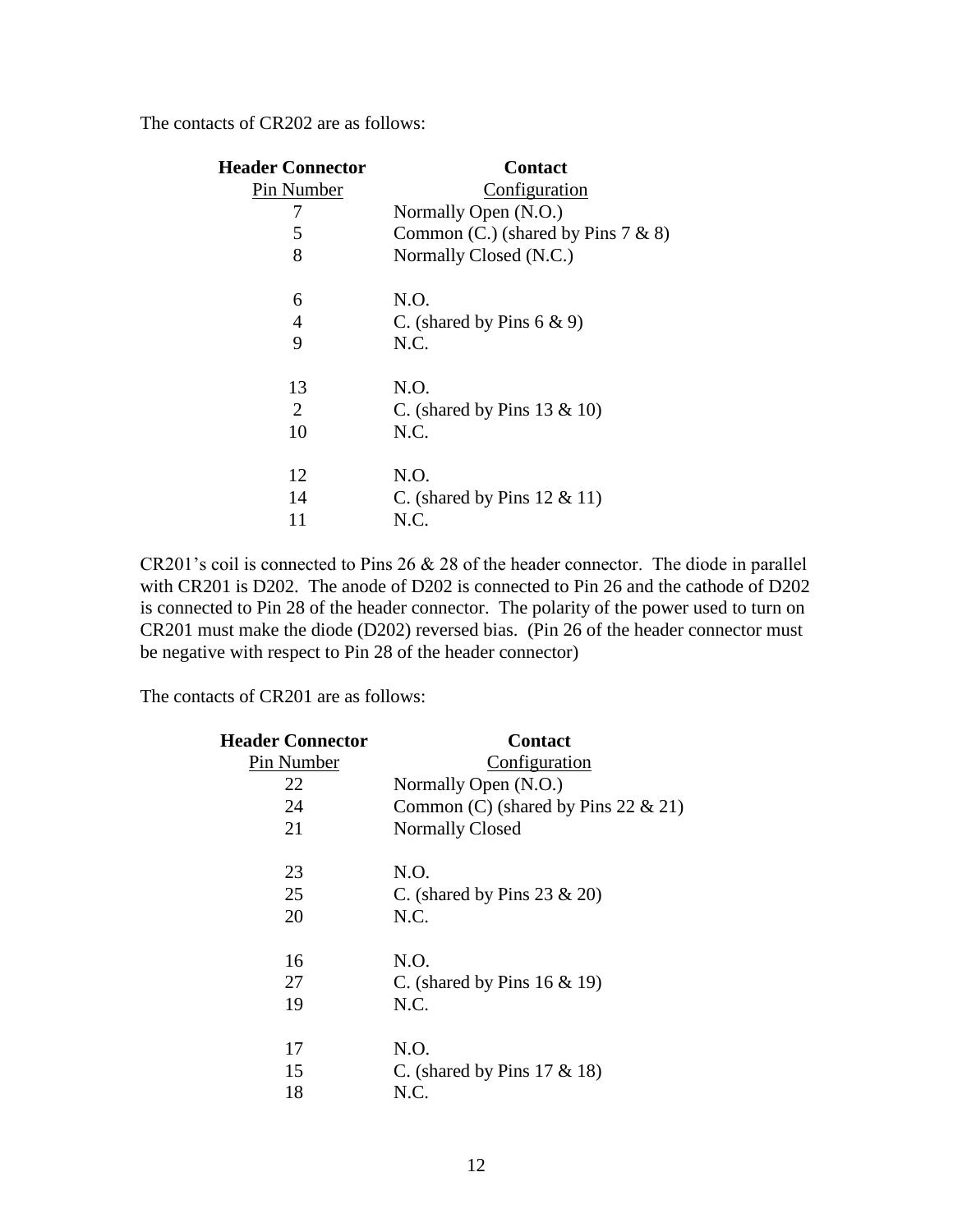The contacts of CR202 are as follows:

| **Header Connector** Pin Number | **Contact** Configuration |
|---|---|
| 7 | Normally Open (N.O.) |
| 5 | Common (C.) (shared by Pins 7 & 8) |
| 8 | Normally Closed (N.C.) |
| | |
| 6 | N.O. |
| 4 | C. (shared by Pins 6 & 9) |
| 9 | N.C. |
| | |
| 13 | N.O. |
| 2 | C. (shared by Pins 13 & 10) |
| 10 | N.C. |
| | |
| 12 | N.O. |
| 14 | C. (shared by Pins 12 & 11) |
| 11 | N.C. |

CR201's coil is connected to Pins 26 & 28 of the header connector. The diode in parallel with CR201 is D202. The anode of D202 is connected to Pin 26 and the cathode of D202 is connected to Pin 28 of the header connector. The polarity of the power used to turn on CR201 must make the diode (D202) reversed bias. (Pin 26 of the header connector must be negative with respect to Pin 28 of the header connector)

The contacts of CR201 are as follows:

| **Header Connector** Pin Number | **Contact** Configuration |
|---|---|
| 22 | Normally Open (N.O.) |
| 24 | Common (C) (shared by Pins 22 & 21) |
| 21 | Normally Closed |
| | |
| 23 | N.O. |
| 25 | C. (shared by Pins 23 & 20) |
| 20 | N.C. |
| | |
| 16 | N.O. |
| 27 | C. (shared by Pins 16 & 19) |
| 19 | N.C. |
| | |
| 17 | N.O. |
| 15 | C. (shared by Pins 17 & 18) |
| 18 | N.C. |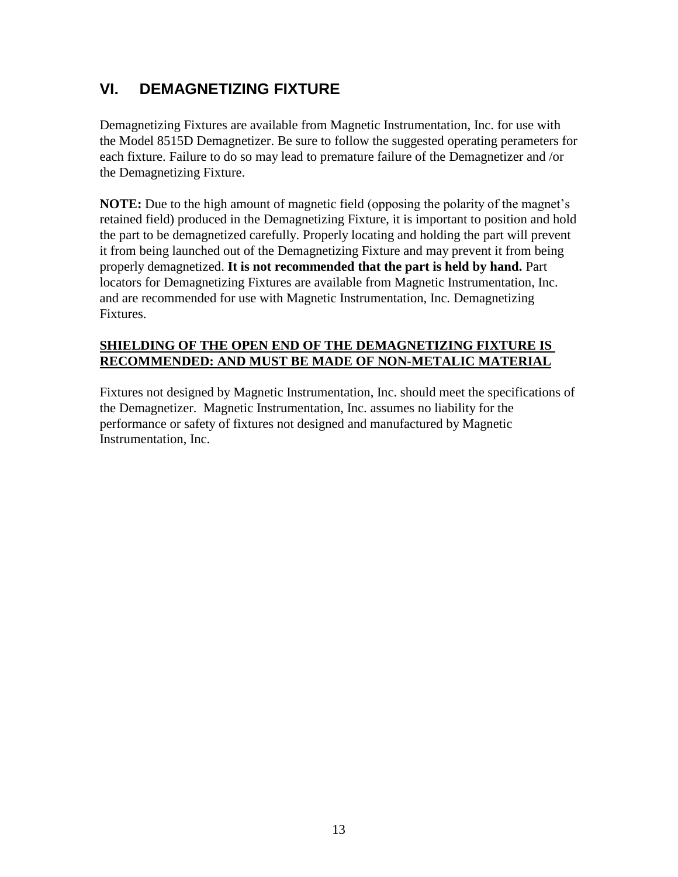## VI. DEMAGNETIZING FIXTURE

Demagnetizing Fixtures are available from Magnetic Instrumentation, Inc. for use with the Model 8515D Demagnetizer. Be sure to follow the suggested operating perameters for each fixture. Failure to do so may lead to premature failure of the Demagnetizer and /or the Demagnetizing Fixture.

**NOTE:** Due to the high amount of magnetic field (opposing the polarity of the magnet's retained field) produced in the Demagnetizing Fixture, it is important to position and hold the part to be demagnetized carefully. Properly locating and holding the part will prevent it from being launched out of the Demagnetizing Fixture and may prevent it from being properly demagnetized. **It is not recommended that the part is held by hand.** Part locators for Demagnetizing Fixtures are available from Magnetic Instrumentation, Inc. and are recommended for use with Magnetic Instrumentation, Inc. Demagnetizing Fixtures.

**SHIELDING OF THE OPEN END OF THE DEMAGNETIZING FIXTURE IS RECOMMENDED: AND MUST BE MADE OF NON-METALIC MATERIAL**

Fixtures not designed by Magnetic Instrumentation, Inc. should meet the specifications of the Demagnetizer. Magnetic Instrumentation, Inc. assumes no liability for the performance or safety of fixtures not designed and manufactured by Magnetic Instrumentation, Inc.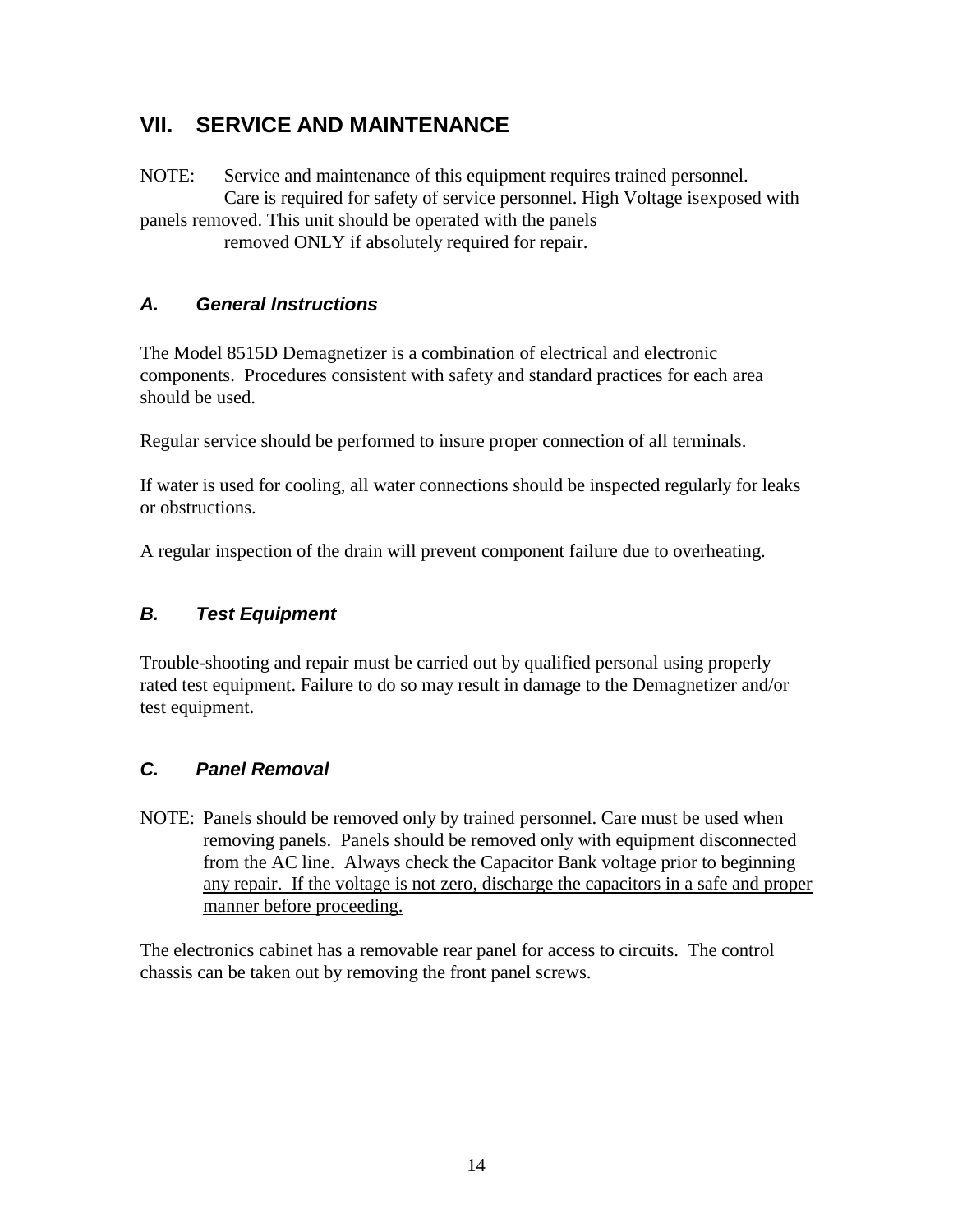## VII. SERVICE AND MAINTENANCE

NOTE: Service and maintenance of this equipment requires trained personnel. Care is required for safety of service personnel. High Voltage isexposed with panels removed. This unit should be operated with the panels removed ONLY if absolutely required for repair.

### *A. General Instructions*

The Model 8515D Demagnetizer is a combination of electrical and electronic components. Procedures consistent with safety and standard practices for each area should be used.

Regular service should be performed to insure proper connection of all terminals.

If water is used for cooling, all water connections should be inspected regularly for leaks or obstructions.

A regular inspection of the drain will prevent component failure due to overheating.

### *B. Test Equipment*

Trouble-shooting and repair must be carried out by qualified personal using properly rated test equipment. Failure to do so may result in damage to the Demagnetizer and/or test equipment.

### *C. Panel Removal*

NOTE: Panels should be removed only by trained personnel. Care must be used when removing panels. Panels should be removed only with equipment disconnected from the AC line. Always check the Capacitor Bank voltage prior to beginning any repair. If the voltage is not zero, discharge the capacitors in a safe and proper manner before proceeding.

The electronics cabinet has a removable rear panel for access to circuits. The control chassis can be taken out by removing the front panel screws.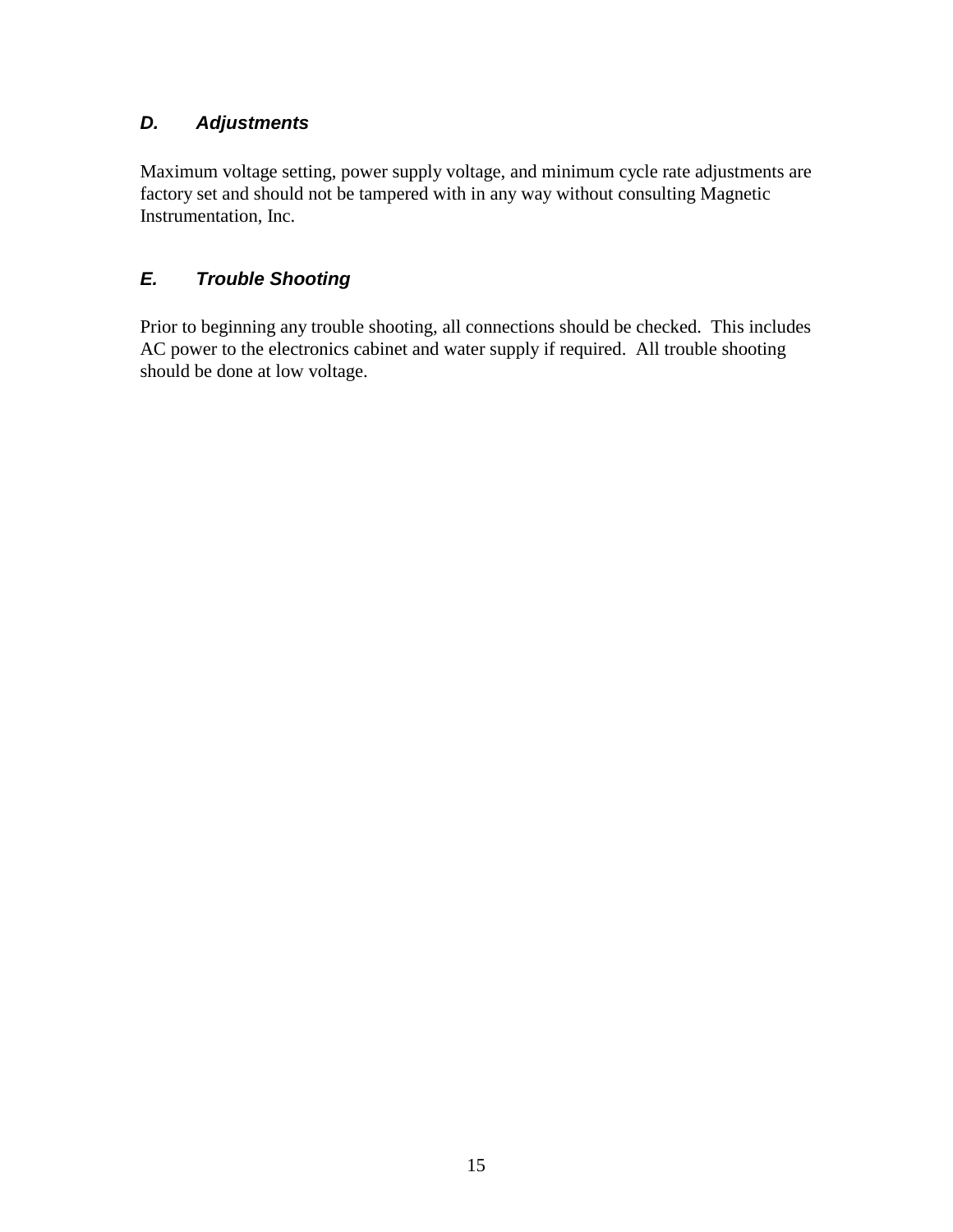### *D. Adjustments*

Maximum voltage setting, power supply voltage, and minimum cycle rate adjustments are factory set and should not be tampered with in any way without consulting Magnetic Instrumentation, Inc.

### *E. Trouble Shooting*

Prior to beginning any trouble shooting, all connections should be checked. This includes AC power to the electronics cabinet and water supply if required. All trouble shooting should be done at low voltage.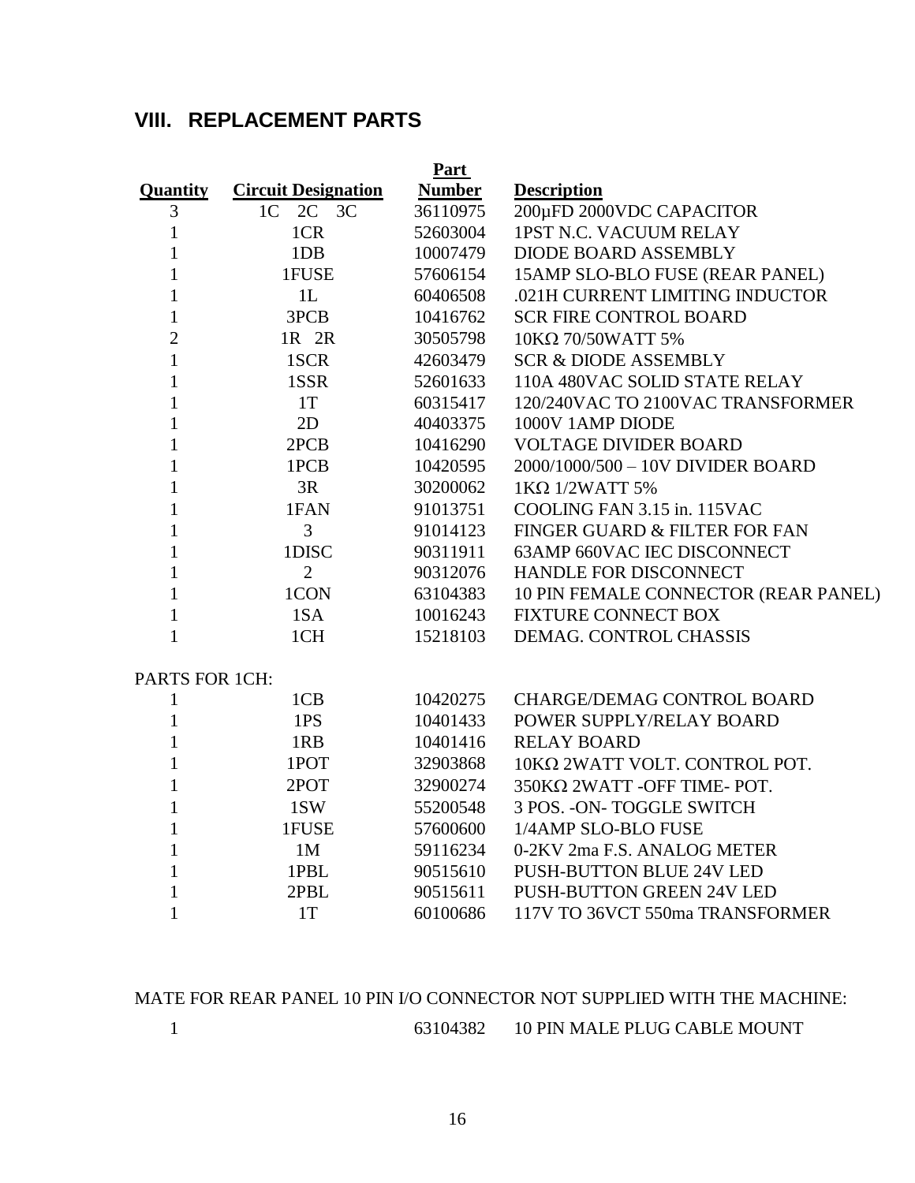## VIII. REPLACEMENT PARTS

| Quantity | Circuit Designation | Part Number | Description |
|---|---|---|---|
| 3 | 1C 2C 3C | 36110975 | 200µFD 2000VDC CAPACITOR |
| 1 | 1CR | 52603004 | 1PST N.C. VACUUM RELAY |
| 1 | 1DB | 10007479 | DIODE BOARD ASSEMBLY |
| 1 | 1FUSE | 57606154 | 15AMP SLO-BLO FUSE (REAR PANEL) |
| 1 | 1L | 60406508 | .021H CURRENT LIMITING INDUCTOR |
| 1 | 3PCB | 10416762 | SCR FIRE CONTROL BOARD |
| 2 | 1R 2R | 30505798 | 10KΩ 70/50WATT 5% |
| 1 | 1SCR | 42603479 | SCR & DIODE ASSEMBLY |
| 1 | 1SSR | 52601633 | 110A 480VAC SOLID STATE RELAY |
| 1 | 1T | 60315417 | 120/240VAC TO 2100VAC TRANSFORMER |
| 1 | 2D | 40403375 | 1000V 1AMP DIODE |
| 1 | 2PCB | 10416290 | VOLTAGE DIVIDER BOARD |
| 1 | 1PCB | 10420595 | 2000/1000/500 – 10V DIVIDER BOARD |
| 1 | 3R | 30200062 | 1KΩ 1/2WATT 5% |
| 1 | 1FAN | 91013751 | COOLING FAN 3.15 in. 115VAC |
| 1 | 3 | 91014123 | FINGER GUARD & FILTER FOR FAN |
| 1 | 1DISC | 90311911 | 63AMP 660VAC IEC DISCONNECT |
| 1 | 2 | 90312076 | HANDLE FOR DISCONNECT |
| 1 | 1CON | 63104383 | 10 PIN FEMALE CONNECTOR (REAR PANEL) |
| 1 | 1SA | 10016243 | FIXTURE CONNECT BOX |
| 1 | 1CH | 15218103 | DEMAG. CONTROL CHASSIS |
| PARTS FOR 1CH: | | | |
| 1 | 1CB | 10420275 | CHARGE/DEMAG CONTROL BOARD |
| 1 | 1PS | 10401433 | POWER SUPPLY/RELAY BOARD |
| 1 | 1RB | 10401416 | RELAY BOARD |
| 1 | 1POT | 32903868 | 10KΩ 2WATT VOLT. CONTROL POT. |
| 1 | 2POT | 32900274 | 350KΩ 2WATT -OFF TIME- POT. |
| 1 | 1SW | 55200548 | 3 POS. -ON- TOGGLE SWITCH |
| 1 | 1FUSE | 57600600 | 1/4AMP SLO-BLO FUSE |
| 1 | 1M | 59116234 | 0-2KV 2ma F.S. ANALOG METER |
| 1 | 1PBL | 90515610 | PUSH-BUTTON BLUE 24V LED |
| 1 | 2PBL | 90515611 | PUSH-BUTTON GREEN 24V LED |
| 1 | 1T | 60100686 | 117V TO 36VCT 550ma TRANSFORMER |

MATE FOR REAR PANEL 10 PIN I/O CONNECTOR NOT SUPPLIED WITH THE MACHINE:

| Quantity | Circuit Designation | Part Number | Description |
|---|---|---|---|
| 1 | | 63104382 | 10 PIN MALE PLUG CABLE MOUNT |